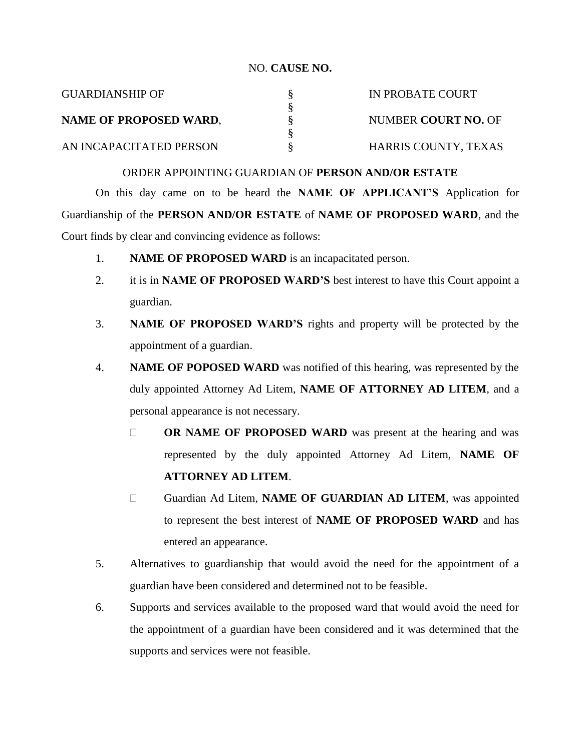NO. **CAUSE NO.**

| GUARDIANSHIP OF | § | IN PROBATE COURT |
|---|---|---|
| | § | |
| **NAME OF PROPOSED WARD**, | § | NUMBER **COURT NO.** OF |
| | § | |
| AN INCAPACITATED PERSON | § | HARRIS COUNTY, TEXAS |

ORDER APPOINTING GUARDIAN OF **PERSON AND/OR ESTATE**

On this day came on to be heard the **NAME OF APPLICANT'S** Application for Guardianship of the **PERSON AND/OR ESTATE** of **NAME OF PROPOSED WARD**, and the Court finds by clear and convincing evidence as follows:

1. **NAME OF PROPOSED WARD** is an incapacitated person.
2. it is in **NAME OF PROPOSED WARD'S** best interest to have this Court appoint a guardian.
3. **NAME OF PROPOSED WARD'S** rights and property will be protected by the appointment of a guardian.
4. **NAME OF POPOSED WARD** was notified of this hearing, was represented by the duly appointed Attorney Ad Litem, **NAME OF ATTORNEY AD LITEM**, and a personal appearance is not necessary.
   - ☐ **OR NAME OF PROPOSED WARD** was present at the hearing and was represented by the duly appointed Attorney Ad Litem, **NAME OF ATTORNEY AD LITEM**.
   - ☐ Guardian Ad Litem, **NAME OF GUARDIAN AD LITEM**, was appointed to represent the best interest of **NAME OF PROPOSED WARD** and has entered an appearance.
5. Alternatives to guardianship that would avoid the need for the appointment of a guardian have been considered and determined not to be feasible.
6. Supports and services available to the proposed ward that would avoid the need for the appointment of a guardian have been considered and it was determined that the supports and services were not feasible.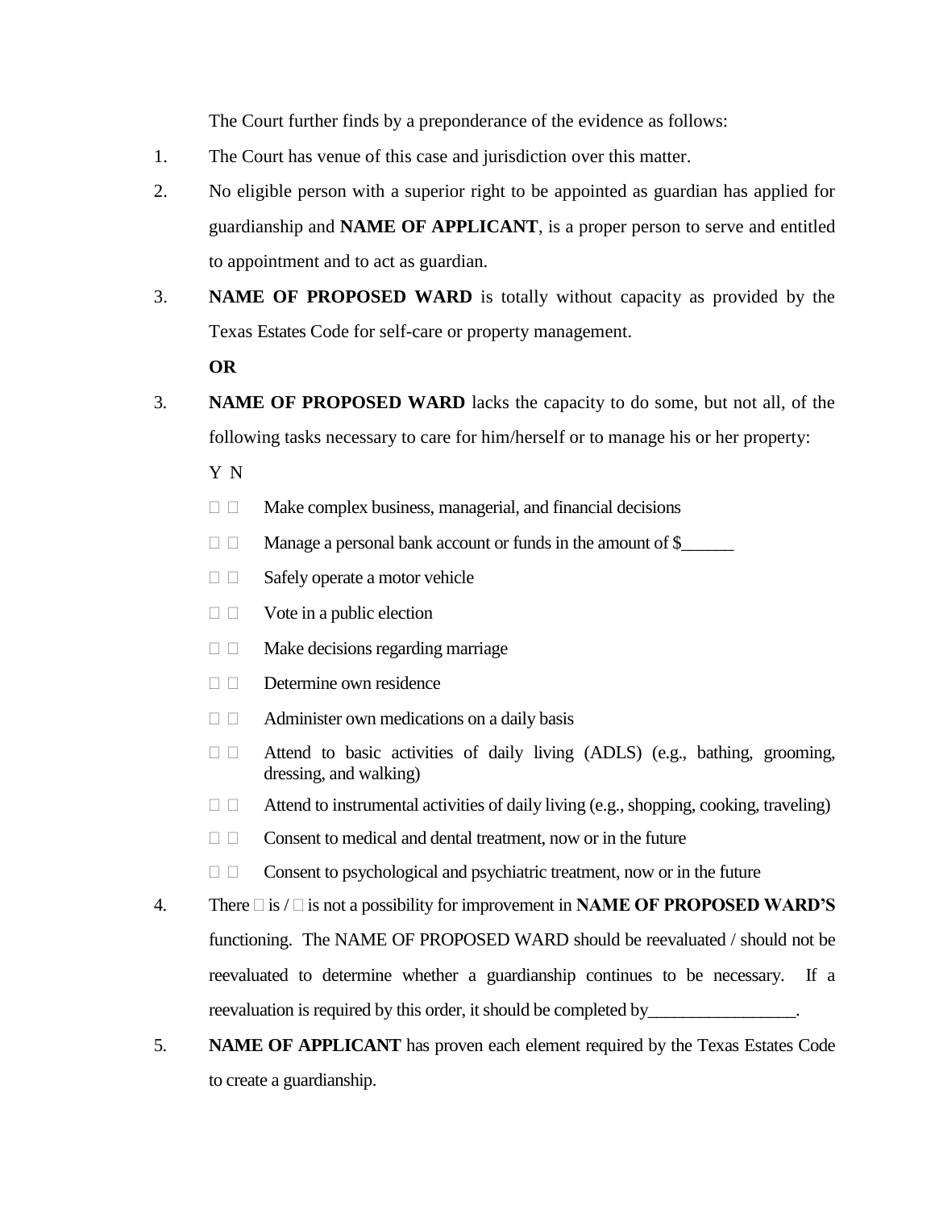The Court further finds by a preponderance of the evidence as follows:

1. The Court has venue of this case and jurisdiction over this matter.

2. No eligible person with a superior right to be appointed as guardian has applied for guardianship and **NAME OF APPLICANT**, is a proper person to serve and entitled to appointment and to act as guardian.

3. **NAME OF PROPOSED WARD** is totally without capacity as provided by the Texas Estates Code for self-care or property management.

   **OR**

3. **NAME OF PROPOSED WARD** lacks the capacity to do some, but not all, of the following tasks necessary to care for him/herself or to manage his or her property:

   Y N

   ☐ ☐ Make complex business, managerial, and financial decisions

   ☐ ☐ Manage a personal bank account or funds in the amount of $______

   ☐ ☐ Safely operate a motor vehicle

   ☐ ☐ Vote in a public election

   ☐ ☐ Make decisions regarding marriage

   ☐ ☐ Determine own residence

   ☐ ☐ Administer own medications on a daily basis

   ☐ ☐ Attend to basic activities of daily living (ADLS) (e.g., bathing, grooming, dressing, and walking)

   ☐ ☐ Attend to instrumental activities of daily living (e.g., shopping, cooking, traveling)

   ☐ ☐ Consent to medical and dental treatment, now or in the future

   ☐ ☐ Consent to psychological and psychiatric treatment, now or in the future

4. There ☐ is / ☐ is not a possibility for improvement in **NAME OF PROPOSED WARD'S** functioning. The NAME OF PROPOSED WARD should be reevaluated / should not be reevaluated to determine whether a guardianship continues to be necessary. If a reevaluation is required by this order, it should be completed by_________________.

5. **NAME OF APPLICANT** has proven each element required by the Texas Estates Code to create a guardianship.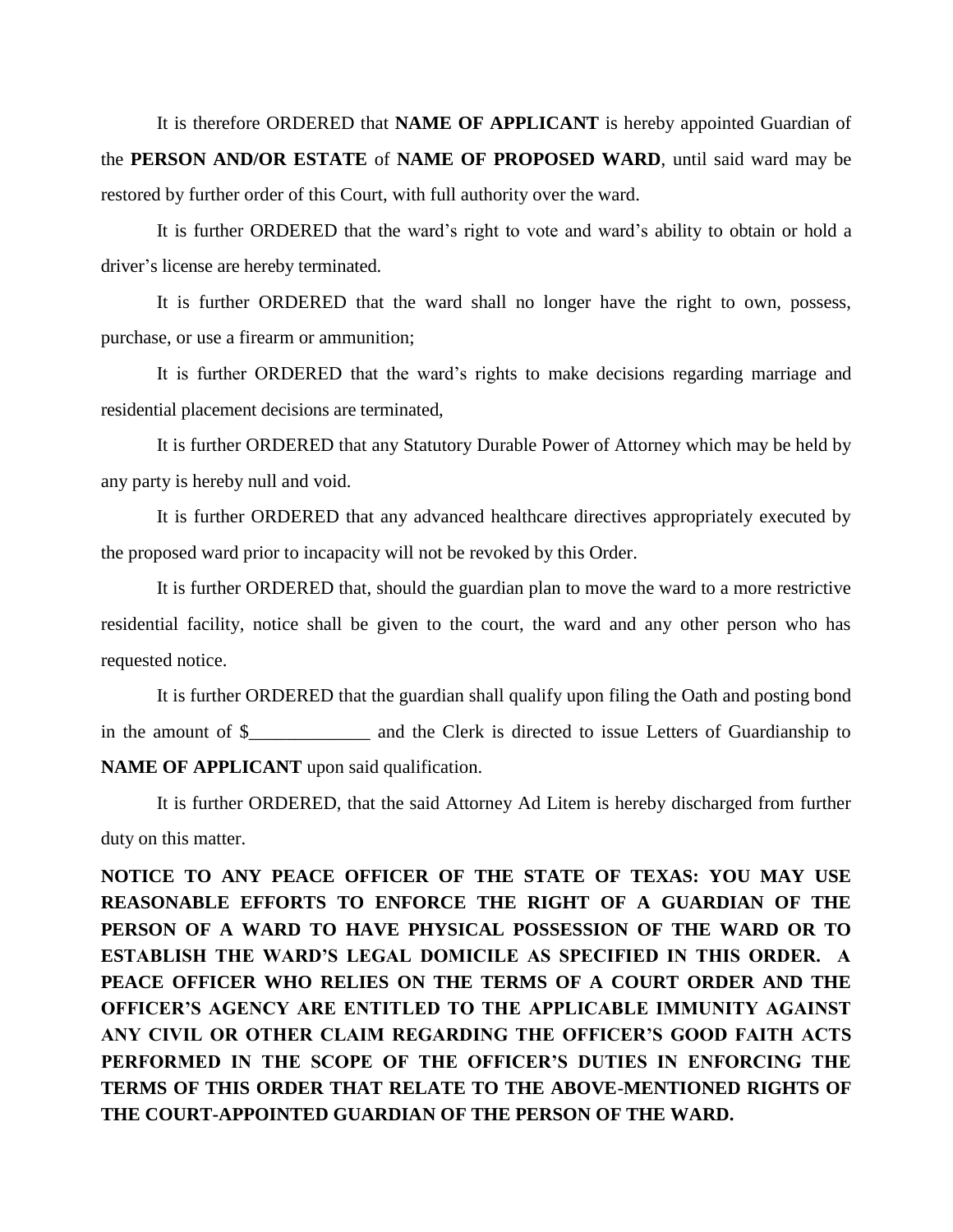It is therefore ORDERED that **NAME OF APPLICANT** is hereby appointed Guardian of the **PERSON AND/OR ESTATE** of **NAME OF PROPOSED WARD**, until said ward may be restored by further order of this Court, with full authority over the ward.

It is further ORDERED that the ward's right to vote and ward's ability to obtain or hold a driver's license are hereby terminated.

It is further ORDERED that the ward shall no longer have the right to own, possess, purchase, or use a firearm or ammunition;

It is further ORDERED that the ward's rights to make decisions regarding marriage and residential placement decisions are terminated,

It is further ORDERED that any Statutory Durable Power of Attorney which may be held by any party is hereby null and void.

It is further ORDERED that any advanced healthcare directives appropriately executed by the proposed ward prior to incapacity will not be revoked by this Order.

It is further ORDERED that, should the guardian plan to move the ward to a more restrictive residential facility, notice shall be given to the court, the ward and any other person who has requested notice.

It is further ORDERED that the guardian shall qualify upon filing the Oath and posting bond in the amount of $_____________ and the Clerk is directed to issue Letters of Guardianship to **NAME OF APPLICANT** upon said qualification.

It is further ORDERED, that the said Attorney Ad Litem is hereby discharged from further duty on this matter.

**NOTICE TO ANY PEACE OFFICER OF THE STATE OF TEXAS: YOU MAY USE REASONABLE EFFORTS TO ENFORCE THE RIGHT OF A GUARDIAN OF THE PERSON OF A WARD TO HAVE PHYSICAL POSSESSION OF THE WARD OR TO ESTABLISH THE WARD'S LEGAL DOMICILE AS SPECIFIED IN THIS ORDER. A PEACE OFFICER WHO RELIES ON THE TERMS OF A COURT ORDER AND THE OFFICER'S AGENCY ARE ENTITLED TO THE APPLICABLE IMMUNITY AGAINST ANY CIVIL OR OTHER CLAIM REGARDING THE OFFICER'S GOOD FAITH ACTS PERFORMED IN THE SCOPE OF THE OFFICER'S DUTIES IN ENFORCING THE TERMS OF THIS ORDER THAT RELATE TO THE ABOVE-MENTIONED RIGHTS OF THE COURT-APPOINTED GUARDIAN OF THE PERSON OF THE WARD.**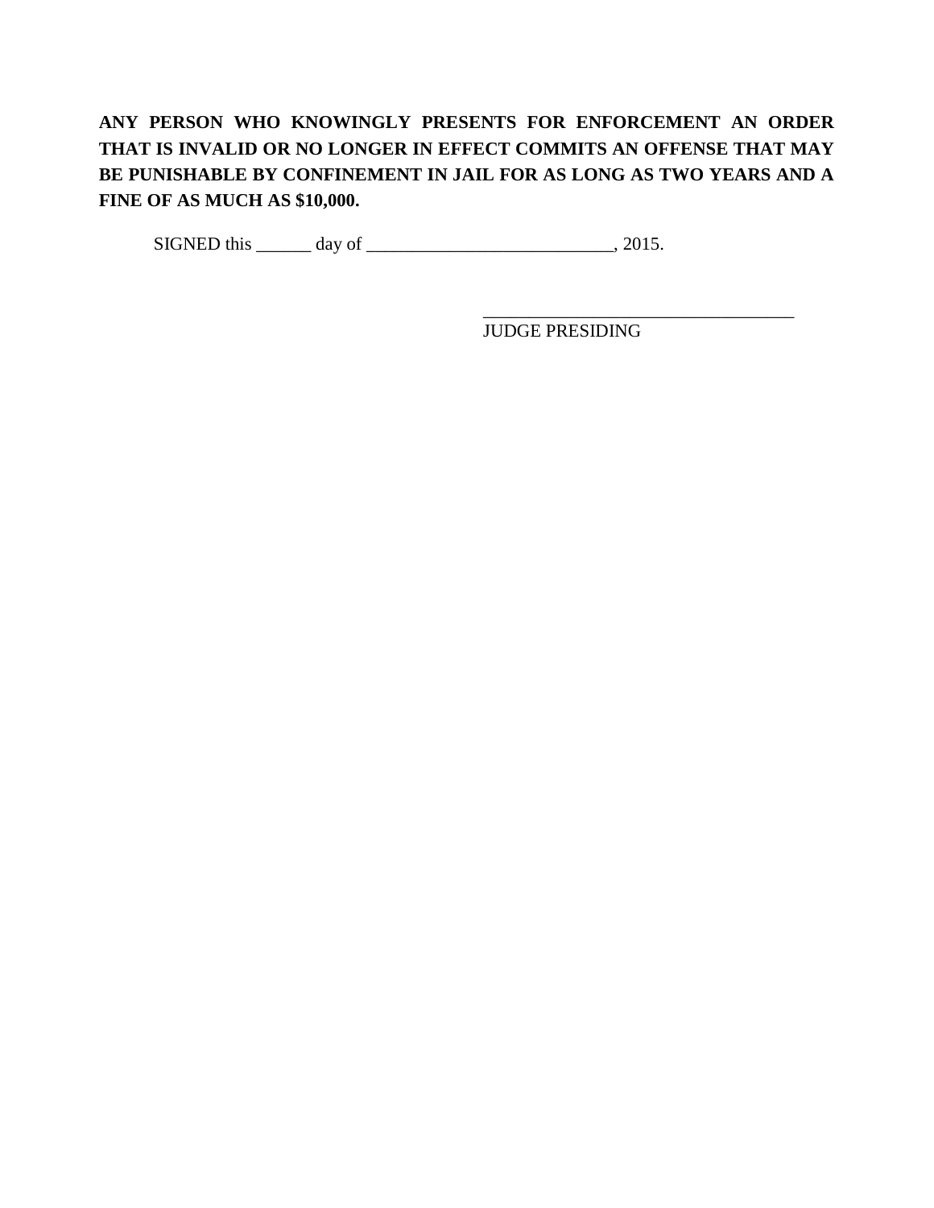**ANY PERSON WHO KNOWINGLY PRESENTS FOR ENFORCEMENT AN ORDER THAT IS INVALID OR NO LONGER IN EFFECT COMMITS AN OFFENSE THAT MAY BE PUNISHABLE BY CONFINEMENT IN JAIL FOR AS LONG AS TWO YEARS AND A FINE OF AS MUCH AS $10,000.**

SIGNED this ______ day of ___________________________, 2015.

___________________________________
JUDGE PRESIDING